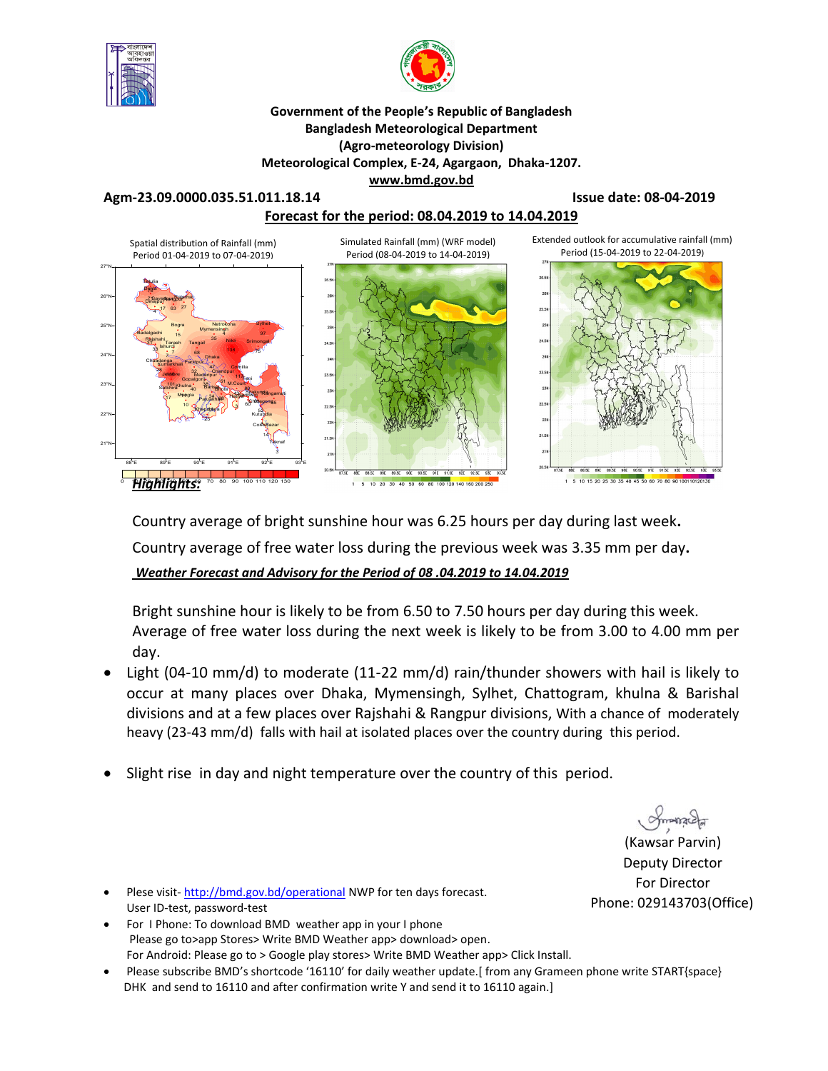**Government of the People's Republic of Bangladesh**
**Bangladesh Meteorological Department**
**(Agro-meteorology Division)**
**Meteorological Complex, E-24, Agargaon, Dhaka-1207.**
**www.bmd.gov.bd**

**Agm-23.09.0000.035.51.011.18.14** **Issue date: 08-04-2019**

**Forecast for the period: 08.04.2019 to 14.04.2019**

Spatial distribution of Rainfall (mm) Period 01-04-2019 to 07-04-2019)

Simulated Rainfall (mm) (WRF model) Period (08-04-2019 to 14-04-2019)

Extended outlook for accumulative rainfall (mm) Period (15-04-2019 to 22-04-2019)

***Highlights:***

Country average of bright sunshine hour was 6.25 hours per day during last week**.**

Country average of free water loss during the previous week was 3.35 mm per day**.**

***Weather Forecast and Advisory for the Period of 08 .04.2019 to 14.04.2019***

Bright sunshine hour is likely to be from 6.50 to 7.50 hours per day during this week.
Average of free water loss during the next week is likely to be from 3.00 to 4.00 mm per day.

- Light (04-10 mm/d) to moderate (11-22 mm/d) rain/thunder showers with hail is likely to occur at many places over Dhaka, Mymensingh, Sylhet, Chattogram, khulna & Barishal divisions and at a few places over Rajshahi & Rangpur divisions, With a chance of moderately heavy (23-43 mm/d) falls with hail at isolated places over the country during this period.

- Slight rise in day and night temperature over the country of this period.

(Kawsar Parvin)
Deputy Director
For Director
Phone: 029143703(Office)

- Plese visit- http://bmd.gov.bd/operational NWP for ten days forecast.
  User ID-test, password-test
- For I Phone: To download BMD weather app in your I phone
  Please go to>app Stores> Write BMD Weather app> download> open.
  For Android: Please go to > Google play stores> Write BMD Weather app> Click Install.
- Please subscribe BMD's shortcode '16110' for daily weather update.[ from any Grameen phone write START{space} DHK and send to 16110 and after confirmation write Y and send it to 16110 again.]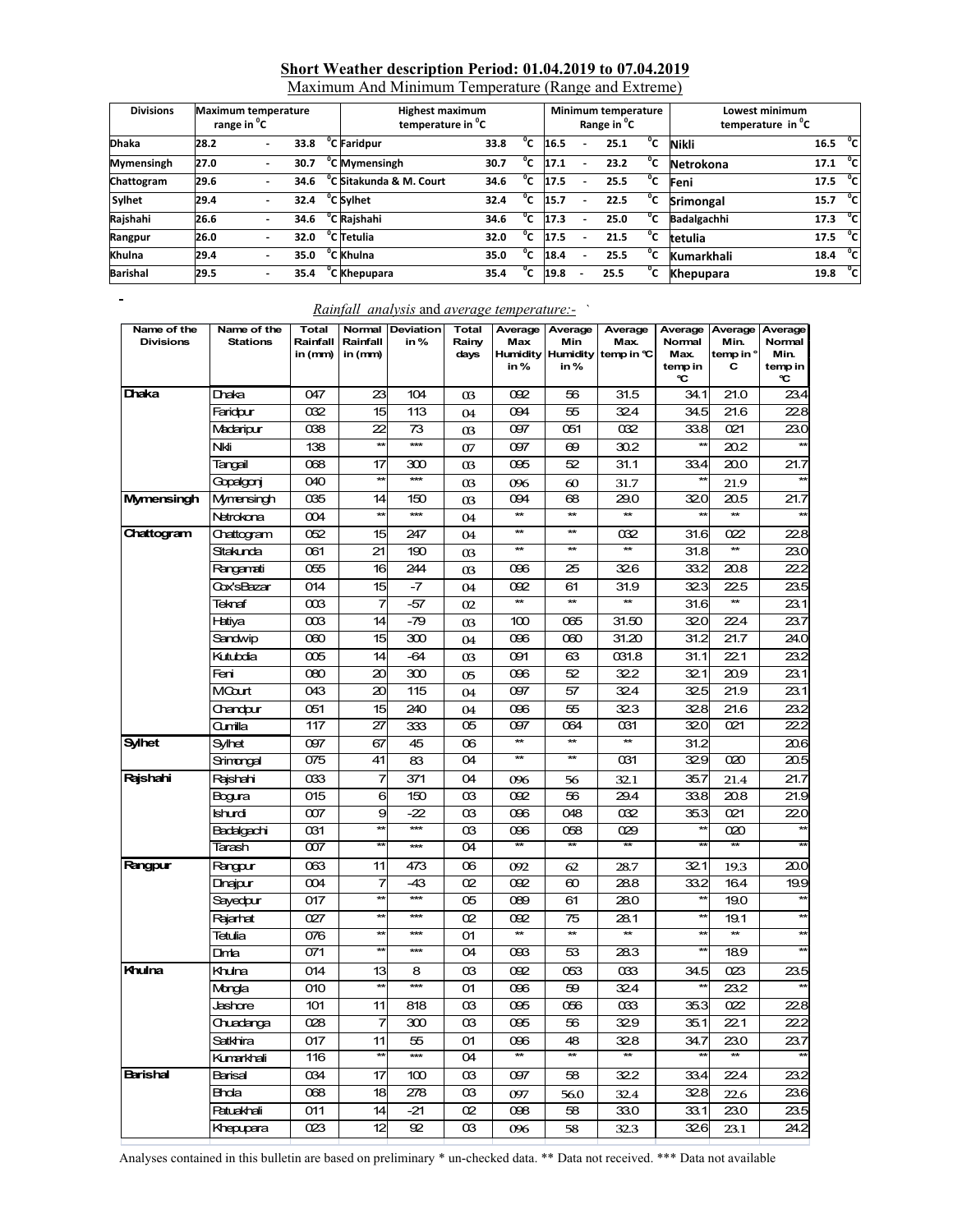## Short Weather description Period: 01.04.2019 to 07.04.2019

Maximum And Minimum Temperature (Range and Extreme)

| Divisions | Maximum temperature range in °C | Highest maximum temperature in °C | | Minimum temperature Range in °C | Lowest minimum temperature in °C | |
|---|---|---|---|---|---|---|
| Dhaka | 28.2 - 33.8 °C | Faridpur | 33.8 °C | 16.5 - 25.1 °C | Nikli | 16.5 °C |
| Mymensingh | 27.0 - 30.7 °C | Mymensingh | 30.7 °C | 17.1 - 23.2 °C | Netrokona | 17.1 °C |
| Chattogram | 29.6 - 34.6 °C | Sitakunda & M. Court | 34.6 °C | 17.5 - 25.5 °C | Feni | 17.5 °C |
| Sylhet | 29.4 - 32.4 °C | Sylhet | 32.4 °C | 15.7 - 22.5 °C | Srimongal | 15.7 °C |
| Rajshahi | 26.6 - 34.6 °C | Rajshahi | 34.6 °C | 17.3 - 25.0 °C | Badalgachhi | 17.3 °C |
| Rangpur | 26.0 - 32.0 °C | Tetulia | 32.0 °C | 17.5 - 21.5 °C | tetulia | 17.5 °C |
| Khulna | 29.4 - 35.0 °C | Khulna | 35.0 °C | 18.4 - 25.5 °C | Kumarkhali | 18.4 °C |
| Barishal | 29.5 - 35.4 °C | Khepupara | 35.4 °C | 19.8 - 25.5 °C | Khepupara | 19.8 °C |

*Rainfall analysis* and *average temperature*:-

| Name of the Divisions | Name of the Stations | Total Rainfall in (mm) | Normal Rainfall in (mm) | Deviation in % | Total Rainy days | Average Max Humidity in % | Average Min Humidity in % | Average Max. temp in °C | Average Normal Max. temp in °C | Average Min. temp in °C | Average Normal Min. temp in °C |
|---|---|---|---|---|---|---|---|---|---|---|---|
| Dhaka | Dhaka | 047 | 23 | 104 | 03 | 092 | 56 | 31.5 | 34.1 | 21.0 | 23.4 |
| | Faridpur | 032 | 15 | 113 | 04 | 094 | 55 | 32.4 | 34.5 | 21.6 | 22.8 |
| | Madaripur | 038 | 22 | 73 | 03 | 097 | 051 | 032 | 33.8 | 021 | 23.0 |
| | Nikli | 138 | ** | *** | 07 | 097 | 69 | 30.2 | ** | 20.2 | ** |
| | Tangail | 068 | 17 | 300 | 03 | 095 | 52 | 31.1 | 33.4 | 20.0 | 21.7 |
| | Gopalgonj | 040 | ** | *** | 03 | 096 | 60 | 31.7 | ** | 21.9 | ** |
| Mymensingh | Mymensingh | 035 | 14 | 150 | 03 | 094 | 68 | 29.0 | 32.0 | 20.5 | 21.7 |
| | Netrokona | 004 | ** | *** | 04 | ** | ** | ** | ** | ** | ** |
| Chattogram | Chattogram | 052 | 15 | 247 | 04 | ** | ** | 032 | 31.6 | 022 | 22.8 |
| | Sitakunda | 061 | 21 | 190 | 03 | ** | ** | ** | 31.8 | ** | 23.0 |
| | Rangamati | 055 | 16 | 244 | 03 | 096 | 25 | 32.6 | 33.2 | 20.8 | 22.2 |
| | Cox'sBazar | 014 | 15 | -7 | 04 | 092 | 61 | 31.9 | 32.3 | 22.5 | 23.5 |
| | Teknaf | 003 | 7 | -57 | 02 | ** | ** | ** | 31.6 | ** | 23.1 |
| | Hatiya | 003 | 14 | -79 | 03 | 100 | 065 | 31.50 | 32.0 | 22.4 | 23.7 |
| | Sandwip | 060 | 15 | 300 | 04 | 096 | 060 | 31.20 | 31.2 | 21.7 | 24.0 |
| | Kutubdia | 005 | 14 | -64 | 03 | 091 | 63 | 031.8 | 31.1 | 22.1 | 23.2 |
| | Feni | 080 | 20 | 300 | 05 | 096 | 52 | 32.2 | 32.1 | 20.9 | 23.1 |
| | MCourt | 043 | 20 | 115 | 04 | 097 | 57 | 32.4 | 32.5 | 21.9 | 23.1 |
| | Chandpur | 051 | 15 | 240 | 04 | 096 | 55 | 32.3 | 32.8 | 21.6 | 23.2 |
| | Cumilla | 117 | 27 | 333 | 05 | 097 | 064 | 031 | 32.0 | 021 | 22.2 |
| Sylhet | Sylhet | 097 | 67 | 45 | 06 | ** | ** | ** | 31.2 | | 20.6 |
| | Srimongal | 075 | 41 | 83 | 04 | ** | ** | 031 | 32.9 | 020 | 20.5 |
| Rajshahi | Rajshahi | 033 | 7 | 371 | 04 | 096 | 56 | 32.1 | 35.7 | 21.4 | 21.7 |
| | Bogura | 015 | 6 | 150 | 03 | 092 | 56 | 29.4 | 33.8 | 20.8 | 21.9 |
| | Ishurdi | 007 | 9 | -22 | 03 | 096 | 048 | 032 | 35.3 | 021 | 22.0 |
| | Badalgachi | 031 | ** | *** | 03 | 096 | 058 | 029 | ** | 020 | ** |
| | Tarash | 007 | ** | *** | 04 | ** | ** | ** | ** | ** | ** |
| Rangpur | Rangpur | 063 | 11 | 473 | 06 | 092 | 62 | 28.7 | 32.1 | 19.3 | 20.0 |
| | Dinajpur | 004 | 7 | -43 | 02 | 092 | 60 | 28.8 | 33.2 | 16.4 | 19.9 |
| | Sayedpur | 017 | ** | *** | 05 | 089 | 61 | 28.0 | ** | 19.0 | ** |
| | Rajarhat | 027 | ** | *** | 02 | 092 | 75 | 28.1 | ** | 19.1 | ** |
| | Tetulia | 076 | ** | *** | 01 | ** | ** | ** | ** | ** | ** |
| | Dimla | 071 | ** | *** | 04 | 093 | 53 | 28.3 | ** | 18.9 | ** |
| Khulna | Khulna | 014 | 13 | 8 | 03 | 092 | 053 | 033 | 34.5 | 023 | 23.5 |
| | Mongla | 010 | ** | *** | 01 | 096 | 59 | 32.4 | ** | 23.2 | ** |
| | Jashore | 101 | 11 | 818 | 03 | 095 | 056 | 033 | 35.3 | 022 | 22.8 |
| | Chuadanga | 028 | 7 | 300 | 03 | 095 | 56 | 32.9 | 35.1 | 22.1 | 22.2 |
| | Satkhira | 017 | 11 | 55 | 01 | 096 | 48 | 32.8 | 34.7 | 23.0 | 23.7 |
| | Kumarkhali | 116 | ** | *** | 04 | ** | ** | ** | ** | ** | ** |
| Barishal | Barisal | 034 | 17 | 100 | 03 | 097 | 58 | 32.2 | 33.4 | 22.4 | 23.2 |
| | Bhola | 068 | 18 | 278 | 03 | 097 | 56.0 | 32.4 | 32.8 | 22.6 | 23.6 |
| | Patuakhali | 011 | 14 | -21 | 02 | 098 | 58 | 33.0 | 33.1 | 23.0 | 23.5 |
| | Khepupara | 023 | 12 | 92 | 03 | 096 | 58 | 32.3 | 32.6 | 23.1 | 24.2 |

Analyses contained in this bulletin are based on preliminary * un-checked data. ** Data not received. *** Data not available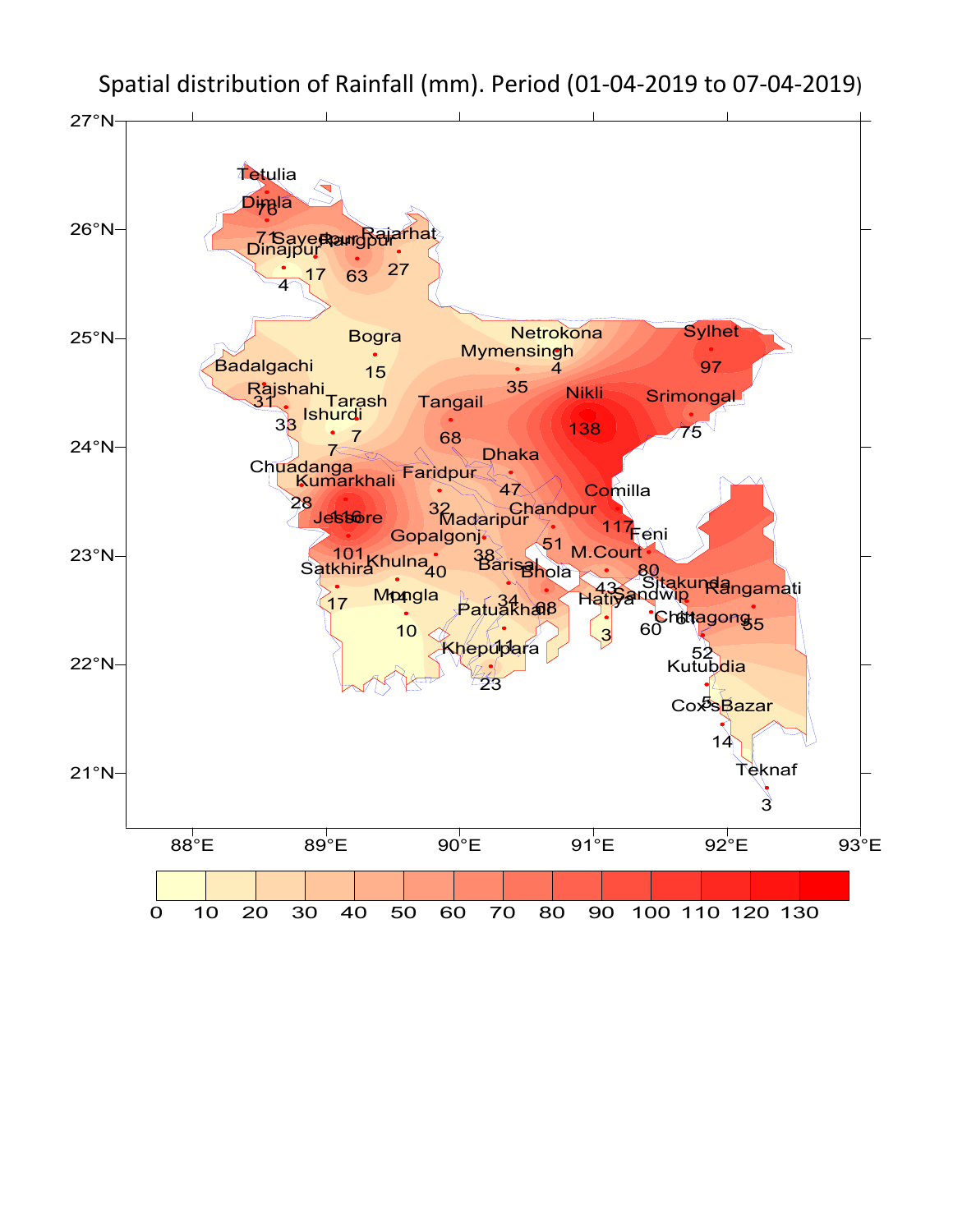Spatial distribution of Rainfall (mm). Period (01-04-2019 to 07-04-2019)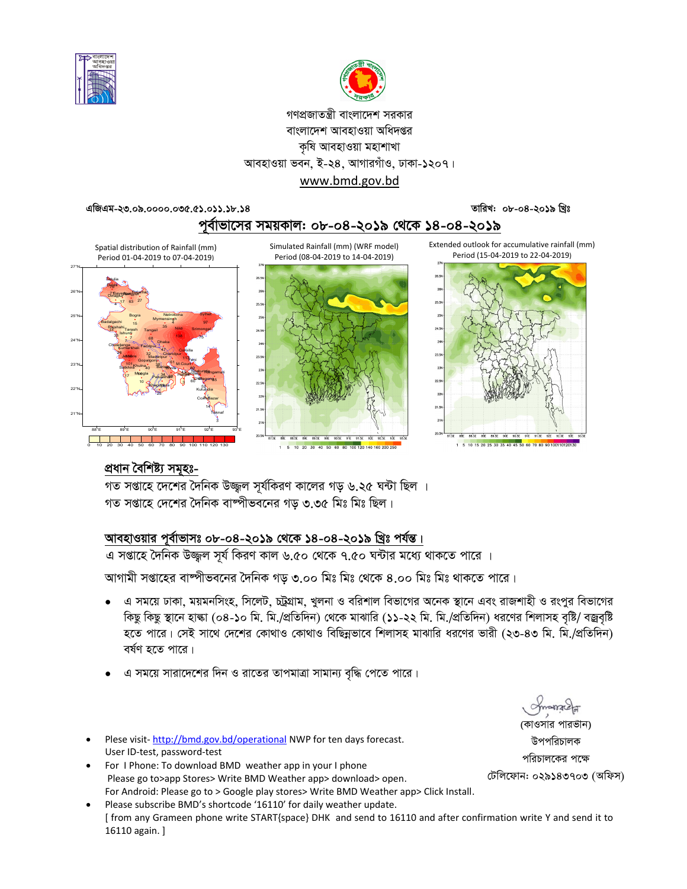গণপ্রজাতন্ত্রী বাংলাদেশ সরকার
বাংলাদেশ আবহাওয়া অধিদপ্তর
কৃষি আবহাওয়া মহাশাখা
আবহাওয়া ভবন, ই-২৪, আগারগাঁও, ঢাকা-১২০৭।
www.bmd.gov.bd

এজিএম-২৩.০৯.০০০০.০৩৫.৫১.০১১.১৮.১৪ তারিখ: ০৮-০৪-২০১৯ খ্রিঃ

## পূর্বাভাসের সময়কাল: ০৮-০৪-২০১৯ থেকে ১৪-০৪-২০১৯

Spatial distribution of Rainfall (mm) Period 01-04-2019 to 07-04-2019)

Simulated Rainfall (mm) (WRF model) Period (08-04-2019 to 14-04-2019)

Extended outlook for accumulative rainfall (mm) Period (15-04-2019 to 22-04-2019)

### প্রধান বৈশিষ্ট্য সমূহঃ-

গত সপ্তাহে দেশের দৈনিক উজ্জ্বল সূর্যকিরণ কালের গড় ৬.২৫ ঘন্টা ছিল ।
গত সপ্তাহে দেশের দৈনিক বাষ্পীভবনের গড় ৩.৩৫ মিঃ মিঃ ছিল।

### আবহাওয়ার পূর্বাভাসঃ ০৮-০৪-২০১৯ থেকে ১৪-০৪-২০১৯ খ্রিঃ পর্যন্ত।

এ সপ্তাহে দৈনিক উজ্জ্বল সূর্য কিরণ কাল ৬.৫০ থেকে ৭.৫০ ঘন্টার মধ্যে থাকতে পারে ।

আগামী সপ্তাহের বাষ্পীভবনের দৈনিক গড় ৩.০০ মিঃ মিঃ থেকে ৪.০০ মিঃ মিঃ থাকতে পারে।

- এ সময়ে ঢাকা, ময়মনসিংহ, সিলেট, চট্রগ্রাম, খুলনা ও বরিশাল বিভাগের অনেক স্থানে এবং রাজশাহী ও রংপুর বিভাগের কিছু কিছু স্থানে হাল্কা (০৪-১০ মি. মি./প্রতিদিন) থেকে মাঝারি (১১-২২ মি. মি./প্রতিদিন) ধরণের শিলাসহ বৃষ্টি/ বজ্রবৃষ্টি হতে পারে। সেই সাথে দেশের কোথাও কোথাও বিছিন্নভাবে শিলাসহ মাঝারি ধরণের ভারী (২৩-৪৩ মি. মি./প্রতিদিন) বর্ষণ হতে পারে।
- এ সময়ে সারাদেশের দিন ও রাতের তাপমাত্রা সামান্য বৃদ্ধি পেতে পারে।

(কাওসার পারভান)
উপপরিচালক
পরিচালকের পক্ষে
টেলিফোন: ০২৯১৪৩৭০৩ (অফিস)

- Plese visit- http://bmd.gov.bd/operational NWP for ten days forecast. User ID-test, password-test
- For I Phone: To download BMD weather app in your I phone Please go to>app Stores> Write BMD Weather app> download> open. For Android: Please go to > Google play stores> Write BMD Weather app> Click Install.
- Please subscribe BMD's shortcode '16110' for daily weather update. [ from any Grameen phone write START{space} DHK and send to 16110 and after confirmation write Y and send it to 16110 again. ]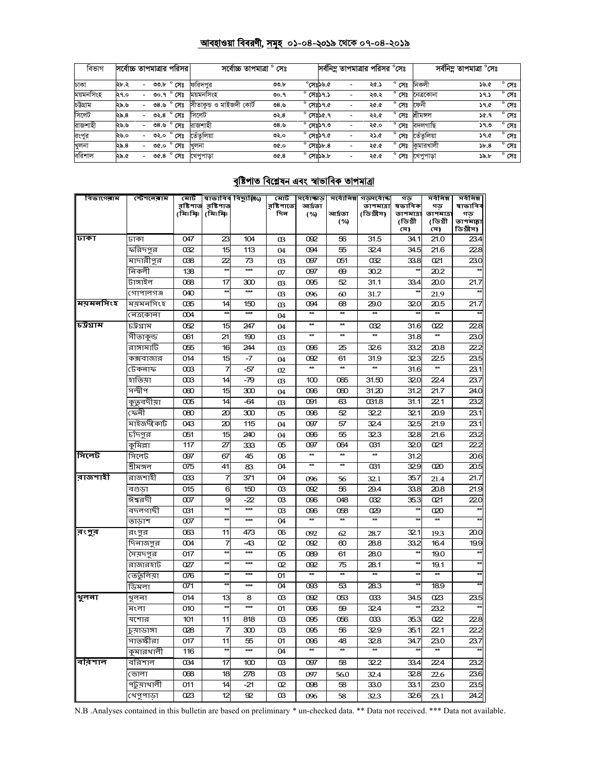## আবহাওয়া বিবরণী, সমূহ ০১-০৪-২০১৯ থেকে ০৭-০৪-২০১৯

| বিভাগ | সর্বোচ্চ তাপমাত্রার পরিসর | সর্বোচ্চ তাপমাত্রা ° সেঃ | | সর্বনিম্ন তাপমাত্রার পরিসর °সেঃ | সর্বনিম্ন তাপমাত্রা °সেঃ | |
|---|---|---|---|---|---|---|
| ঢাকা | ২৮.২ - ৩৩.৮ ° সেঃ | ফরিদপুর | ৩৩.৮ ° সেঃ | ১৬.৫ - ২৫.১ ° সেঃ | নিকলী | ১৬.৫ ° সেঃ |
| ময়মনসিংহ | ২৭.০ - ৩০.৭ ° সেঃ | ময়মনসিংহ | ৩০.৭ ° সেঃ | ১৭.১ - ২৩.২ ° সেঃ | নেত্রকোনা | ১৭.১ ° সেঃ |
| চট্টগ্রাম | ২৯.৬ - ৩৪.৬ ° সেঃ | সীতাকুন্ড ও মাইজদী কোর্ট | ৩৪.৬ ° সেঃ | ১৭.৫ - ২৫.৫ ° সেঃ | ফেনী | ১৭.৫ ° সেঃ |
| সিলেট | ২৯.৪ - ৩২.৪ ° সেঃ | সিলেট | ৩২.৪ ° সেঃ | ১৫.৭ - ২২.৫ ° সেঃ | শ্রীমঙ্গল | ১৫.৭ ° সেঃ |
| রাজশাহী | ২৬.৬ - ৩৪.৬ ° সেঃ | রাজশাহী | ৩৪.৬ ° সেঃ | ১৭.৩ - ২৫.০ ° সেঃ | বদলগাছি | ১৭.৩ ° সেঃ |
| রংপুর | ২৬.০ - ৩২.০ ° সেঃ | তেঁতুলিয়া | ৩২.০ ° সেঃ | ১৭.৫ - ২১.৫ ° সেঃ | তেঁতুলিয়া | ১৭.৫ ° সেঃ |
| খুলনা | ২৯.৪ - ৩৫.০ ° সেঃ | খুলনা | ৩৫.০ ° সেঃ | ১৮.৪ - ২৫.৫ ° সেঃ | কুমারখালী | ১৮.৪ ° সেঃ |
| বরিশাল | ২৯.৫ - ৩৫.৪ ° সেঃ | খেপুপাড়া | ৩৫.৪ ° সেঃ | ১৯.৮ - ২৫.৫ ° সেঃ | খেপুপাড়া | ১৯.৮ ° সেঃ |

## বৃষ্টিপাত বিশ্লেষন এবং স্বাভাবিক তাপমাত্রা

| বিভাগের নাম | স্টেশনের নাম | মোট বৃষ্টিপাত (মিঃমিঃ) | স্বাভাবিক বৃষ্টিপাত (মিঃমিঃ) | বিচ্যুতি(%) | মোট বৃষ্টিপাতের দিন | সর্বোচ্চ গড় আর্দ্রতা (%) | সর্বোনিম্ন আর্দ্রতা (%) | গড় সর্বোচ্চ তাপমাত্রা (ডিগ্রীসেঃ) | গড় স্বাভাবিক তাপমাত্রা (ডিগ্রী সেঃ) | সর্বনিম্ন গড় তাপমাত্রা (ডিগ্রী সেঃ) | সর্বনিম্ন স্বাভাবিক গড় তাপমাত্রা (ডিগ্রীসেঃ) |
|---|---|---|---|---|---|---|---|---|---|---|---|
| ঢাকা | ঢাকা | 047 | 23 | 104 | 03 | 092 | 56 | 31.5 | 34.1 | 21.0 | 23.4 |
| | ফরিদপুর | 032 | 15 | 113 | 04 | 094 | 55 | 32.4 | 34.5 | 21.6 | 22.8 |
| | মাদারীপুর | 038 | 22 | 73 | 03 | 097 | 051 | 032 | 33.8 | 021 | 23.0 |
| | নিকলী | 138 | ** | *** | 07 | 097 | 69 | 30.2 | ** | 20.2 | ** |
| | টাঙ্গাইল | 068 | 17 | 300 | 03 | 095 | 52 | 31.1 | 33.4 | 20.0 | 21.7 |
| | গোপালগঞ্জ | 040 | ** | *** | 03 | 096 | 60 | 31.7 | ** | 21.9 | ** |
| ময়মনসিংহ | ময়মনসিংহ | 035 | 14 | 150 | 03 | 094 | 68 | 29.0 | 32.0 | 20.5 | 21.7 |
| | নেত্রকোনা | 004 | ** | *** | 04 | ** | ** | ** | ** | ** | ** |
| চট্রগ্রাম | চট্টগ্রাম | 052 | 15 | 247 | 04 | ** | ** | 032 | 31.6 | 022 | 22.8 |
| | সীতাকুন্ড | 061 | 21 | 190 | 03 | ** | ** | ** | 31.8 | ** | 23.0 |
| | রাঙ্গামাটি | 055 | 16 | 244 | 03 | 096 | 25 | 32.6 | 33.2 | 20.8 | 22.2 |
| | কক্সবাজার | 014 | 15 | -7 | 04 | 092 | 61 | 31.9 | 32.3 | 22.5 | 23.5 |
| | টেকনাফ | 003 | 7 | -57 | 02 | ** | ** | ** | 31.6 | ** | 23.1 |
| | হাতিয়া | 003 | 14 | -79 | 03 | 100 | 065 | 31.50 | 32.0 | 22.4 | 23.7 |
| | সন্দ্বীপ | 060 | 15 | 300 | 04 | 096 | 060 | 31.20 | 31.2 | 21.7 | 24.0 |
| | কুতুবদীয়া | 005 | 14 | -64 | 03 | 091 | 63 | 031.8 | 31.1 | 22.1 | 23.2 |
| | ফেনী | 080 | 20 | 300 | 05 | 096 | 52 | 32.2 | 32.1 | 20.9 | 23.1 |
| | মাইজদীকোর্ট | 043 | 20 | 115 | 04 | 097 | 57 | 32.4 | 32.5 | 21.9 | 23.1 |
| | চাঁদপুর | 051 | 15 | 240 | 04 | 096 | 55 | 32.3 | 32.8 | 21.6 | 23.2 |
| | কুমিল্লা | 117 | 27 | 333 | 05 | 097 | 064 | 031 | 32.0 | 021 | 22.2 |
| সিলেট | সিলেট | 097 | 67 | 45 | 06 | ** | ** | ** | 31.2 | | 20.6 |
| | শ্রীমঙ্গল | 075 | 41 | 83 | 04 | ** | ** | 031 | 32.9 | 020 | 20.5 |
| রাজশাহী | রাজশাহী | 033 | 7 | 371 | 04 | 096 | 56 | 32.1 | 35.7 | 21.4 | 21.7 |
| | বগুড়া | 015 | 6 | 150 | 03 | 092 | 56 | 29.4 | 33.8 | 20.8 | 21.9 |
| | ঈশ্বরদী | 007 | 9 | -22 | 03 | 096 | 048 | 032 | 35.3 | 021 | 22.0 |
| | বদলগাছী | 031 | ** | *** | 03 | 096 | 058 | 029 | ** | 020 | ** |
| | তাড়াশ | 007 | ** | *** | 04 | ** | ** | ** | ** | ** | ** |
| রংপুর | রংপুর | 063 | 11 | 473 | 06 | 092 | 62 | 28.7 | 32.1 | 19.3 | 20.0 |
| | দিনাজপুর | 004 | 7 | -43 | 02 | 092 | 60 | 28.8 | 33.2 | 16.4 | 19.9 |
| | সৈয়দপুর | 017 | ** | *** | 05 | 089 | 61 | 28.0 | ** | 19.0 | ** |
| | রাজারহাট | 027 | ** | *** | 02 | 092 | 75 | 28.1 | ** | 19.1 | ** |
| | তেতুঁলিয়া | 076 | ** | *** | 01 | ** | ** | ** | ** | ** | ** |
| | ডিমলা | 071 | ** | *** | 04 | 093 | 53 | 28.3 | ** | 18.9 | ** |
| খুলনা | খুলনা | 014 | 13 | 8 | 03 | 092 | 053 | 033 | 34.5 | 023 | 23.5 |
| | মংলা | 010 | ** | *** | 01 | 096 | 59 | 32.4 | ** | 23.2 | ** |
| | যশোর | 101 | 11 | 818 | 03 | 095 | 056 | 033 | 35.3 | 022 | 22.8 |
| | চুয়াডাঙ্গা | 028 | 7 | 300 | 03 | 095 | 56 | 32.9 | 35.1 | 22.1 | 22.2 |
| | সাতক্ষীরা | 017 | 11 | 55 | 01 | 096 | 48 | 32.8 | 34.7 | 23.0 | 23.7 |
| | কুমারখালী | 116 | ** | *** | 04 | ** | ** | ** | ** | ** | ** |
| বরিশাল | বরিশাল | 034 | 17 | 100 | 03 | 097 | 58 | 32.2 | 33.4 | 22.4 | 23.2 |
| | ভোলা | 068 | 18 | 278 | 03 | 097 | 56.0 | 32.4 | 32.8 | 22.6 | 23.6 |
| | পটুয়াখালী | 011 | 14 | -21 | 02 | 098 | 58 | 33.0 | 33.1 | 23.0 | 23.5 |
| | খেপুপাড়া | 023 | 12 | 92 | 03 | 096 | 58 | 32.3 | 32.6 | 23.1 | 24.2 |

N.B .Analyses contained in this bulletin are based on preliminary * un-checked data. ** Data not received. *** Data not available.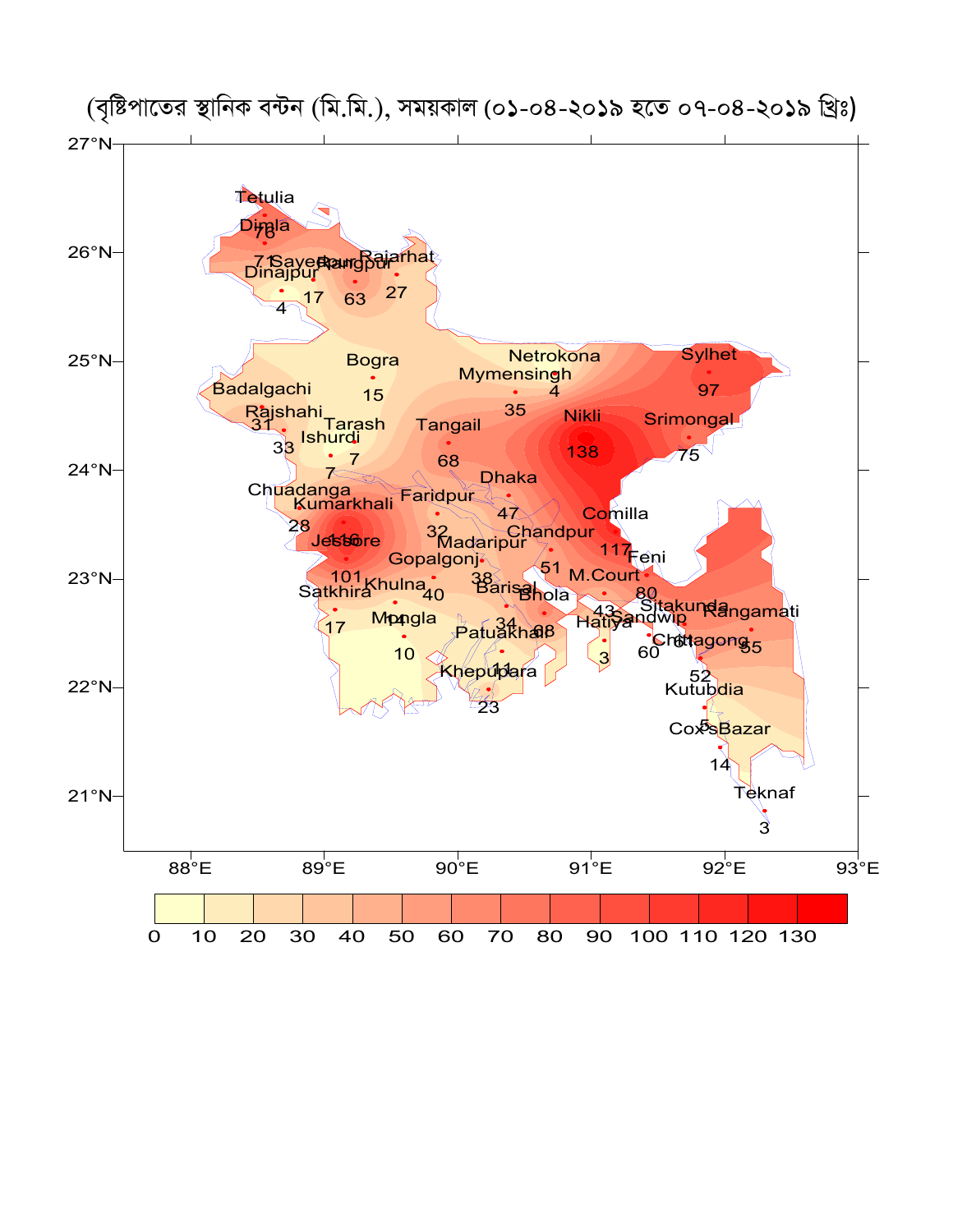(বৃষ্টিপাতের স্থানিক বন্টন (মি.মি.), সময়কাল (০১-০৪-২০১৯ হতে ০৭-০৪-২০১৯ খ্রিঃ)

27°N
26°N
25°N
24°N
23°N
22°N
21°N

88°E 89°E 90°E 91°E 92°E 93°E

Tetulia
Dimla 76
71 Sayedpur
Rangpur 63
Rajarhat 27
Dinajpur 4
17
Bogra 15
Netrokona 4
Mymensingh 35
Sylhet 97
Badalgachi
Rajshahi 31
Ishurdi 33
Tarash 7
7
Tangail 68
Nikli 138
Srimongal 75
Chuadanga 28
Kumarkhali 116
Faridpur 32
Dhaka 47
Comilla 117
Jessore 101
Madaripur
Chandpur 51
Gopalgonj 38
Feni 80
M.Court 43
Satkhira 17
Khulna 40
Barisal 34
Bhola 68
Sitakunda
Rangamati 55
Mongla 14
10
Patuakhali 11
Hatiya 3
Sandwip 60
Chittagong 52
Khepupara 23
Kutubdia 5
CoxsBazar 14
Teknaf 3

0 10 20 30 40 50 60 70 80 90 100 110 120 130